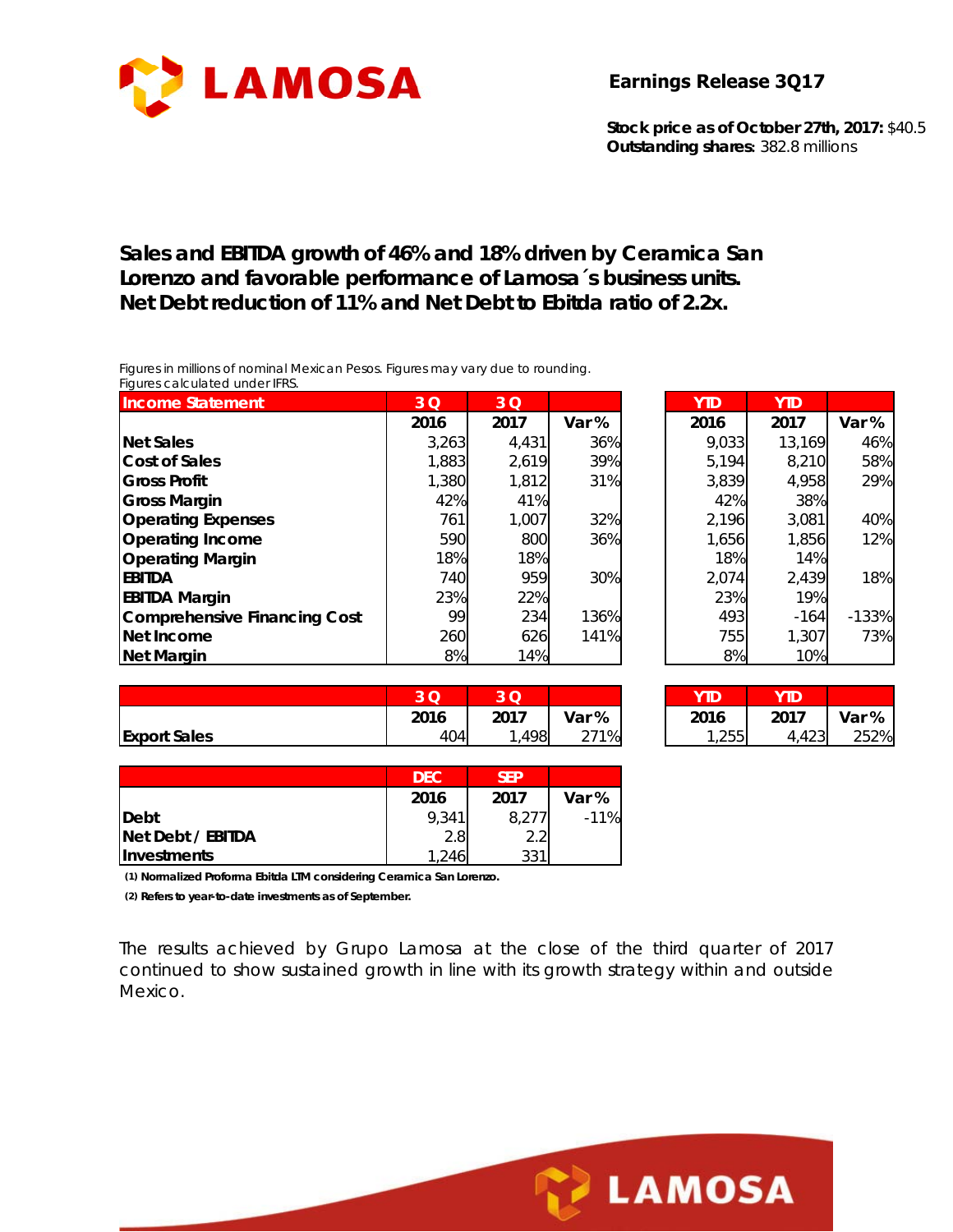# LAMOSA

**Earnings Release 3Q17**

**Stock price as of October 27th, 2017:** $40.5
**Outstanding shares**: 382.8 millions

## Sales and EBITDA growth of 46% and 18% driven by Ceramica San Lorenzo and favorable performance of Lamosa´s business units. Net Debt reduction of 11% and Net Debt to Ebitda ratio of 2.2x.

*Figures in millions of nominal Mexican Pesos. Figures may vary due to rounding.*
*Figures calculated under IFRS.*

| Income Statement | 3 Q | 3 Q | | YTD | YTD | |
|---|---|---|---|---|---|---|
| | 2016 | 2017 | Var% | 2016 | 2017 | Var% |
| Net Sales | 3,263 | 4,431 | 36% | 9,033 | 13,169 | 46% |
| Cost of Sales | 1,883 | 2,619 | 39% | 5,194 | 8,210 | 58% |
| Gross Profit | 1,380 | 1,812 | 31% | 3,839 | 4,958 | 29% |
| Gross Margin | 42% | 41% | | 42% | 38% | |
| Operating Expenses | 761 | 1,007 | 32% | 2,196 | 3,081 | 40% |
| Operating Income | 590 | 800 | 36% | 1,656 | 1,856 | 12% |
| Operating Margin | 18% | 18% | | 18% | 14% | |
| EBITDA | 740 | 959 | 30% | 2,074 | 2,439 | 18% |
| EBITDA Margin | 23% | 22% | | 23% | 19% | |
| Comprehensive Financing Cost | 99 | 234 | 136% | 493 | -164 | -133% |
| Net Income | 260 | 626 | 141% | 755 | 1,307 | 73% |
| Net Margin | 8% | 14% | | 8% | 10% | |

| | 3 Q | 3 Q | | YTD | YTD | |
|---|---|---|---|---|---|---|
| | 2016 | 2017 | Var% | 2016 | 2017 | Var% |
| Export Sales | 404 | 1,498 | 271% | 1,255 | 4,423 | 252% |

| | DEC | SEP | |
|---|---|---|---|
| | 2016 | 2017 | Var% |
| Debt | 9,341 | 8,277 | -11% |
| Net Debt / EBITDA | 2.8 | 2.2 | |
| Investments | 1,246 | 331 | |

**(1) Normalized Proforma Ebitda LTM considering Ceramica San Lorenzo.**

**(2) Refers to year-to-date investments as of September.**

The results achieved by Grupo Lamosa at the close of the third quarter of 2017 continued to show sustained growth in line with its growth strategy within and outside Mexico.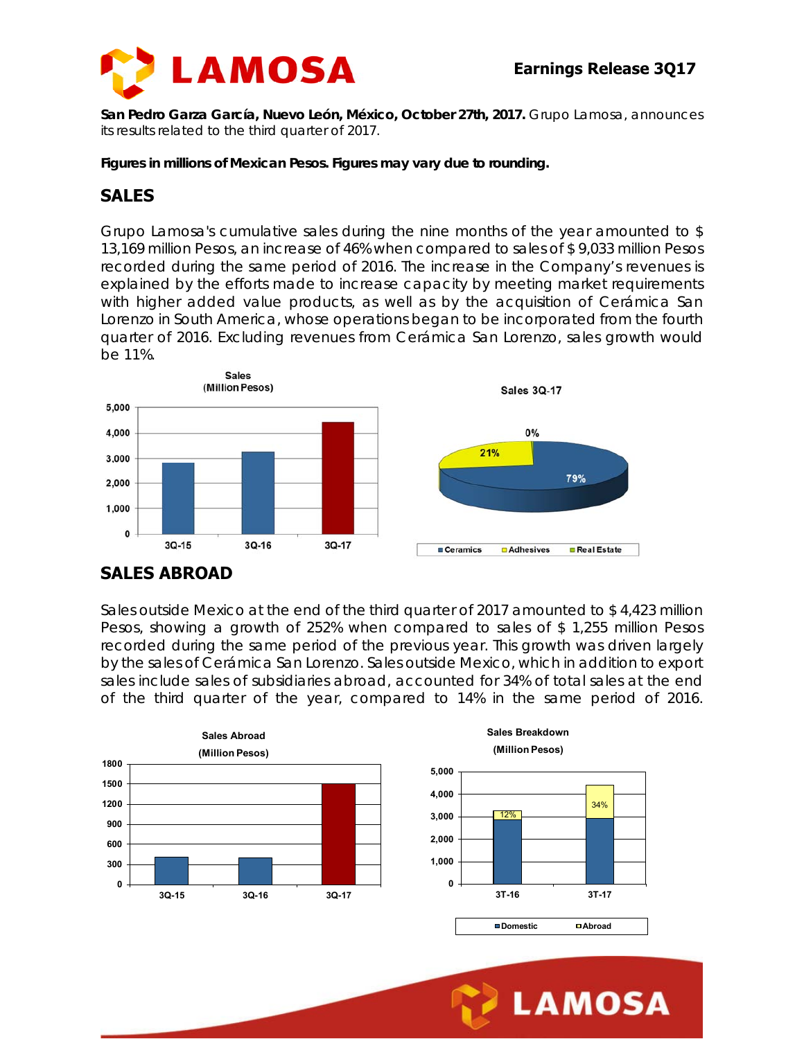**Earnings Release 3Q17**

**San Pedro Garza García, Nuevo León, México, October 27th, 2017.** Grupo Lamosa, announces its results related to the third quarter of 2017.

**Figures in millions of Mexican Pesos. Figures may vary due to rounding.**

## SALES

Grupo Lamosa's cumulative sales during the nine months of the year amounted to $ 13,169 million Pesos, an increase of 46% when compared to sales of $ 9,033 million Pesos recorded during the same period of 2016. The increase in the Company's revenues is explained by the efforts made to increase capacity by meeting market requirements with higher added value products, as well as by the acquisition of Cerámica San Lorenzo in South America, whose operations began to be incorporated from the fourth quarter of 2016. Excluding revenues from Cerámica San Lorenzo, sales growth would be 11%.

Sales
(Million Pesos)
5,000
4,000
3,000
2,000
1,000
0
3Q-15
3Q-16
3Q-17

Sales 3Q-17
0%
21%
79%
Ceramics
Adhesives
Real Estate

## SALES ABROAD

Sales outside Mexico at the end of the third quarter of 2017 amounted to $ 4,423 million Pesos, showing a growth of 252% when compared to sales of $ 1,255 million Pesos recorded during the same period of the previous year. This growth was driven largely by the sales of Cerámica San Lorenzo. Sales outside Mexico, which in addition to export sales include sales of subsidiaries abroad, accounted for 34% of total sales at the end of the third quarter of the year, compared to 14% in the same period of 2016.

Sales Abroad
(Million Pesos)
1800
1500
1200
900
600
300
0
3Q-15
3Q-16
3Q-17

Sales Breakdown
(Million Pesos)
5,000
4,000
3,000
2,000
1,000
0
12%
34%
3T-16
3T-17
Domestic
Abroad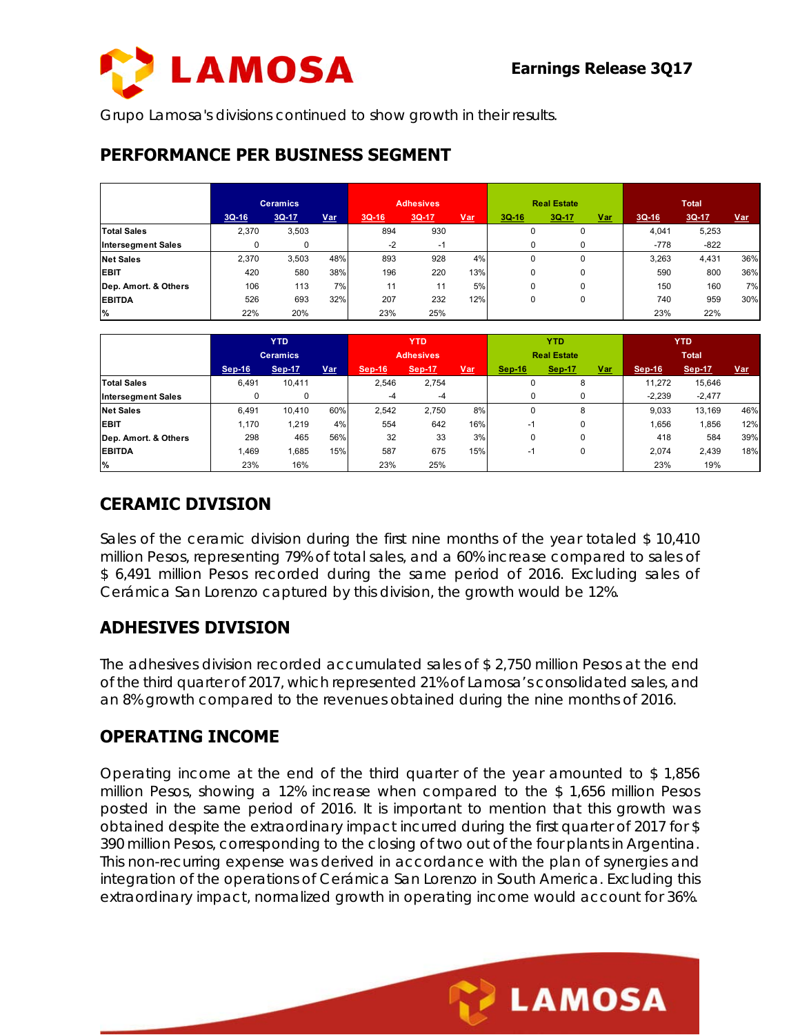Grupo Lamosa's divisions continued to show growth in their results.

## PERFORMANCE PER BUSINESS SEGMENT

| | Ceramics | | | Adhesives | | | Real Estate | | | Total | | |
|---|---|---|---|---|---|---|---|---|---|---|---|---|
| | 3Q-16 | 3Q-17 | Var | 3Q-16 | 3Q-17 | Var | 3Q-16 | 3Q-17 | Var | 3Q-16 | 3Q-17 | Var |
| **Total Sales** | 2,370 | 3,503 | | 894 | 930 | | 0 | 0 | | 4,041 | 5,253 | |
| **Intersegment Sales** | 0 | 0 | | -2 | -1 | | 0 | 0 | | -778 | -822 | |
| **Net Sales** | 2,370 | 3,503 | 48% | 893 | 928 | 4% | 0 | 0 | | 3,263 | 4,431 | 36% |
| **EBIT** | 420 | 580 | 38% | 196 | 220 | 13% | 0 | 0 | | 590 | 800 | 36% |
| **Dep. Amort. & Others** | 106 | 113 | 7% | 11 | 11 | 5% | 0 | 0 | | 150 | 160 | 7% |
| **EBITDA** | 526 | 693 | 32% | 207 | 232 | 12% | 0 | 0 | | 740 | 959 | 30% |
| **%** | 22% | 20% | | 23% | 25% | | | | | 23% | 22% | |

| | YTD Ceramics | | | YTD Adhesives | | | YTD Real Estate | | | YTD Total | | |
|---|---|---|---|---|---|---|---|---|---|---|---|---|
| | Sep-16 | Sep-17 | Var | Sep-16 | Sep-17 | Var | Sep-16 | Sep-17 | Var | Sep-16 | Sep-17 | Var |
| **Total Sales** | 6,491 | 10,411 | | 2,546 | 2,754 | | 0 | 8 | | 11,272 | 15,646 | |
| **Intersegment Sales** | 0 | 0 | | -4 | -4 | | 0 | 0 | | -2,239 | -2,477 | |
| **Net Sales** | 6,491 | 10,410 | 60% | 2,542 | 2,750 | 8% | 0 | 8 | | 9,033 | 13,169 | 46% |
| **EBIT** | 1,170 | 1,219 | 4% | 554 | 642 | 16% | -1 | 0 | | 1,656 | 1,856 | 12% |
| **Dep. Amort. & Others** | 298 | 465 | 56% | 32 | 33 | 3% | 0 | 0 | | 418 | 584 | 39% |
| **EBITDA** | 1,469 | 1,685 | 15% | 587 | 675 | 15% | -1 | 0 | | 2,074 | 2,439 | 18% |
| **%** | 23% | 16% | | 23% | 25% | | | | | 23% | 19% | |

## CERAMIC DIVISION

Sales of the ceramic division during the first nine months of the year totaled $ 10,410 million Pesos, representing 79% of total sales, and a 60% increase compared to sales of $ 6,491 million Pesos recorded during the same period of 2016. Excluding sales of Cerámica San Lorenzo captured by this division, the growth would be 12%.

## ADHESIVES DIVISION

The adhesives division recorded accumulated sales of $ 2,750 million Pesos at the end of the third quarter of 2017, which represented 21% of Lamosa's consolidated sales, and an 8% growth compared to the revenues obtained during the nine months of 2016.

## OPERATING INCOME

Operating income at the end of the third quarter of the year amounted to $ 1,856 million Pesos, showing a 12% increase when compared to the $ 1,656 million Pesos posted in the same period of 2016. It is important to mention that this growth was obtained despite the extraordinary impact incurred during the first quarter of 2017 for $ 390 million Pesos, corresponding to the closing of two out of the four plants in Argentina. This non-recurring expense was derived in accordance with the plan of synergies and integration of the operations of Cerámica San Lorenzo in South America. Excluding this extraordinary impact, normalized growth in operating income would account for 36%.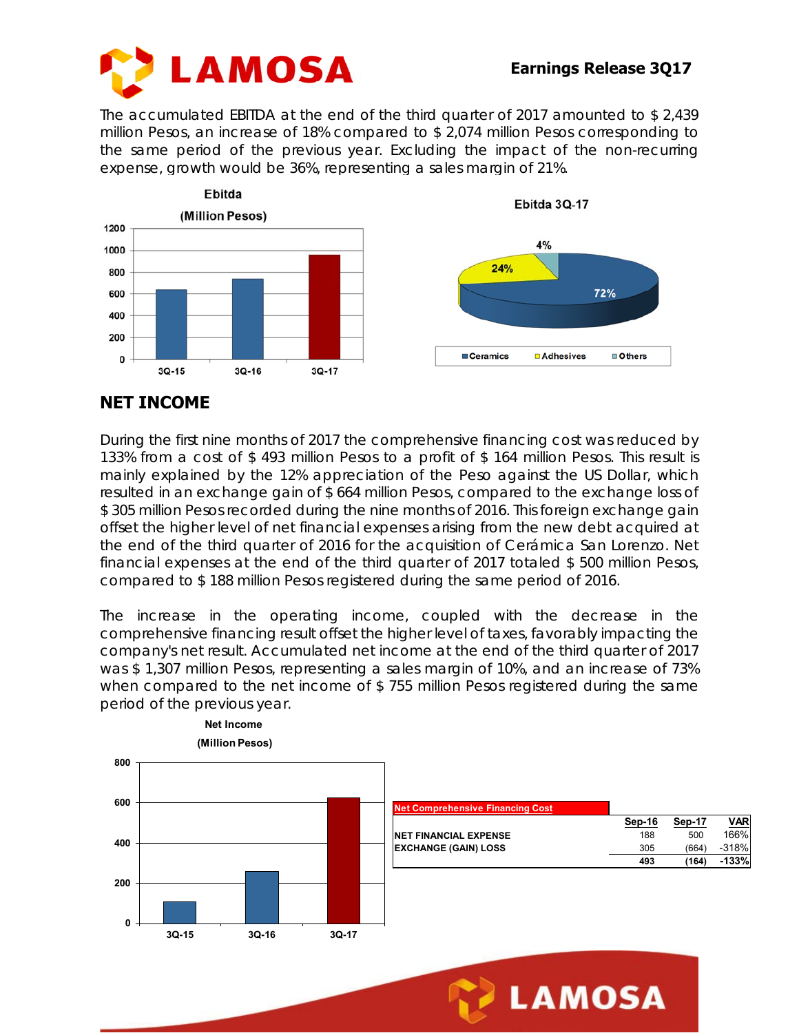The accumulated EBITDA at the end of the third quarter of 2017 amounted to $ 2,439 million Pesos, an increase of 18% compared to $ 2,074 million Pesos corresponding to the same period of the previous year. Excluding the impact of the non-recurring expense, growth would be 36%, representing a sales margin of 21%.

Ebitda
(Million Pesos)
1200
1000
800
600
400
200
0
3Q-15
3Q-16
3Q-17

Ebitda 3Q-17
4%
24%
72%
Ceramics
Adhesives
Others

## NET INCOME

During the first nine months of 2017 the comprehensive financing cost was reduced by 133% from a cost of $ 493 million Pesos to a profit of $ 164 million Pesos. This result is mainly explained by the 12% appreciation of the Peso against the US Dollar, which resulted in an exchange gain of $ 664 million Pesos, compared to the exchange loss of $ 305 million Pesos recorded during the nine months of 2016. This foreign exchange gain offset the higher level of net financial expenses arising from the new debt acquired at the end of the third quarter of 2016 for the acquisition of Cerámica San Lorenzo. Net financial expenses at the end of the third quarter of 2017 totaled $ 500 million Pesos, compared to $ 188 million Pesos registered during the same period of 2016.

The increase in the operating income, coupled with the decrease in the comprehensive financing result offset the higher level of taxes, favorably impacting the company's net result. Accumulated net income at the end of the third quarter of 2017 was $ 1,307 million Pesos, representing a sales margin of 10%, and an increase of 73% when compared to the net income of $ 755 million Pesos registered during the same period of the previous year.

Net Income
(Million Pesos)
800
600
400
200
0
3Q-15
3Q-16
3Q-17

| Net Comprehensive Financing Cost | Sep-16 | Sep-17 | VAR |
|---|---|---|---|
| NET FINANCIAL EXPENSE | 188 | 500 | 166% |
| EXCHANGE (GAIN) LOSS | 305 | (664) | -318% |
| | 493 | (164) | -133% |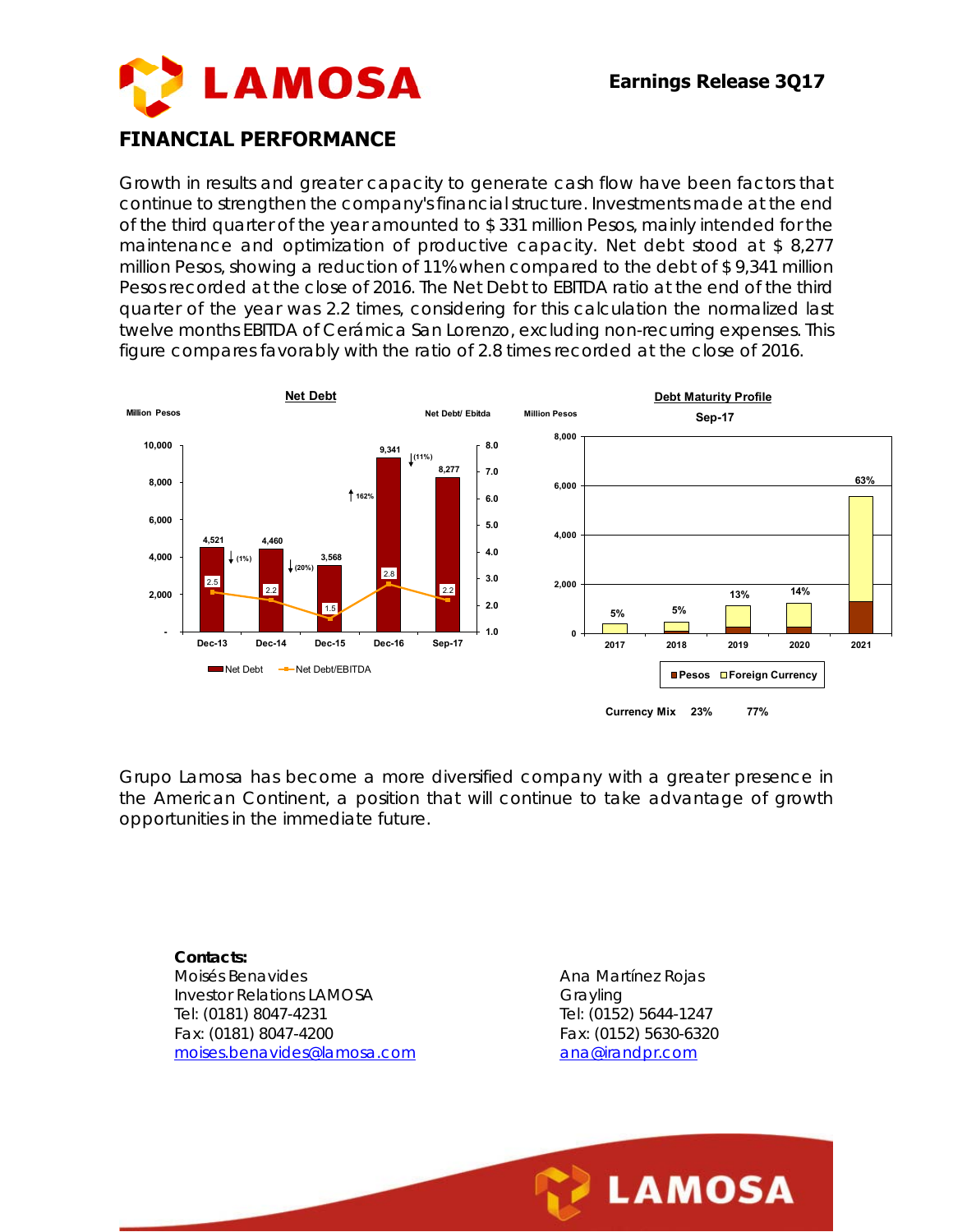## FINANCIAL PERFORMANCE

Growth in results and greater capacity to generate cash flow have been factors that continue to strengthen the company's financial structure. Investments made at the end of the third quarter of the year amounted to $ 331 million Pesos, mainly intended for the maintenance and optimization of productive capacity. Net debt stood at $ 8,277 million Pesos, showing a reduction of 11% when compared to the debt of $ 9,341 million Pesos recorded at the close of 2016. The Net Debt to EBITDA ratio at the end of the third quarter of the year was 2.2 times, considering for this calculation the normalized last twelve months EBITDA of Cerámica San Lorenzo, excluding non-recurring expenses. This figure compares favorably with the ratio of 2.8 times recorded at the close of 2016.

**Net Debt**

Million Pesos

Net Debt/ Ebitda

10,000
8,000
6,000
4,000
2,000
-

8.0
7.0
6.0
5.0
4.0
3.0
2.0
1.0

4,521 (1%) 4,460 (20%) 3,568 162% 9,341 (11%) 8,277

2.5 2.2 1.5 2.8 2.2

Dec-13 Dec-14 Dec-15 Dec-16 Sep-17

Net Debt — Net Debt/EBITDA

**Debt Maturity Profile**

Sep-17

Million Pesos

8,000
6,000
4,000
2,000
0

5% 5% 13% 14% 63%

2017 2018 2019 2020 2021

Pesos Foreign Currency

Currency Mix 23% 77%

Grupo Lamosa has become a more diversified company with a greater presence in the American Continent, a position that will continue to take advantage of growth opportunities in the immediate future.

**Contacts:**

Moisés Benavides
Investor Relations LAMOSA
Tel: (0181) 8047-4231
Fax: (0181) 8047-4200
moises.benavides@lamosa.com

Ana Martínez Rojas
Grayling
Tel: (0152) 5644-1247
Fax: (0152) 5630-6320
ana@irandpr.com